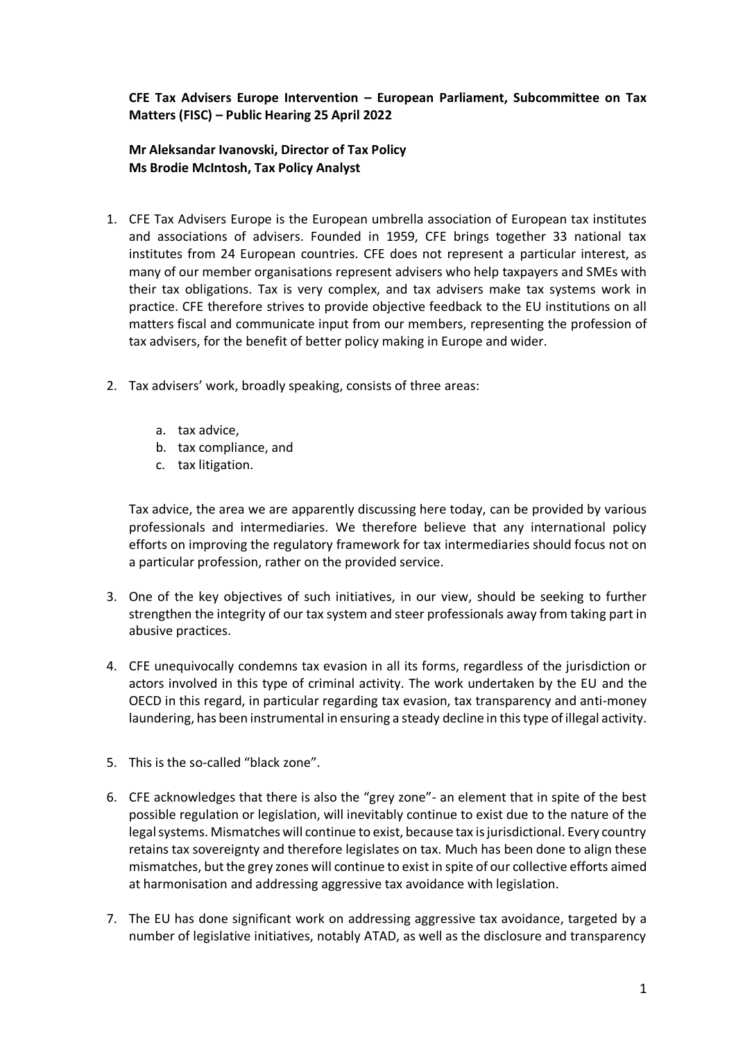**CFE Tax Advisers Europe Intervention – European Parliament, Subcommittee on Tax Matters (FISC) – Public Hearing 25 April 2022**

**Mr Aleksandar Ivanovski, Director of Tax Policy**
**Ms Brodie McIntosh, Tax Policy Analyst**

1. CFE Tax Advisers Europe is the European umbrella association of European tax institutes and associations of advisers. Founded in 1959, CFE brings together 33 national tax institutes from 24 European countries. CFE does not represent a particular interest, as many of our member organisations represent advisers who help taxpayers and SMEs with their tax obligations. Tax is very complex, and tax advisers make tax systems work in practice. CFE therefore strives to provide objective feedback to the EU institutions on all matters fiscal and communicate input from our members, representing the profession of tax advisers, for the benefit of better policy making in Europe and wider.

2. Tax advisers' work, broadly speaking, consists of three areas:

    a. tax advice,
    b. tax compliance, and
    c. tax litigation.

    Tax advice, the area we are apparently discussing here today, can be provided by various professionals and intermediaries. We therefore believe that any international policy efforts on improving the regulatory framework for tax intermediaries should focus not on a particular profession, rather on the provided service.

3. One of the key objectives of such initiatives, in our view, should be seeking to further strengthen the integrity of our tax system and steer professionals away from taking part in abusive practices.

4. CFE unequivocally condemns tax evasion in all its forms, regardless of the jurisdiction or actors involved in this type of criminal activity. The work undertaken by the EU and the OECD in this regard, in particular regarding tax evasion, tax transparency and anti-money laundering, has been instrumental in ensuring a steady decline in this type of illegal activity.

5. This is the so-called "black zone".

6. CFE acknowledges that there is also the "grey zone"- an element that in spite of the best possible regulation or legislation, will inevitably continue to exist due to the nature of the legal systems. Mismatches will continue to exist, because tax is jurisdictional. Every country retains tax sovereignty and therefore legislates on tax. Much has been done to align these mismatches, but the grey zones will continue to exist in spite of our collective efforts aimed at harmonisation and addressing aggressive tax avoidance with legislation.

7. The EU has done significant work on addressing aggressive tax avoidance, targeted by a number of legislative initiatives, notably ATAD, as well as the disclosure and transparency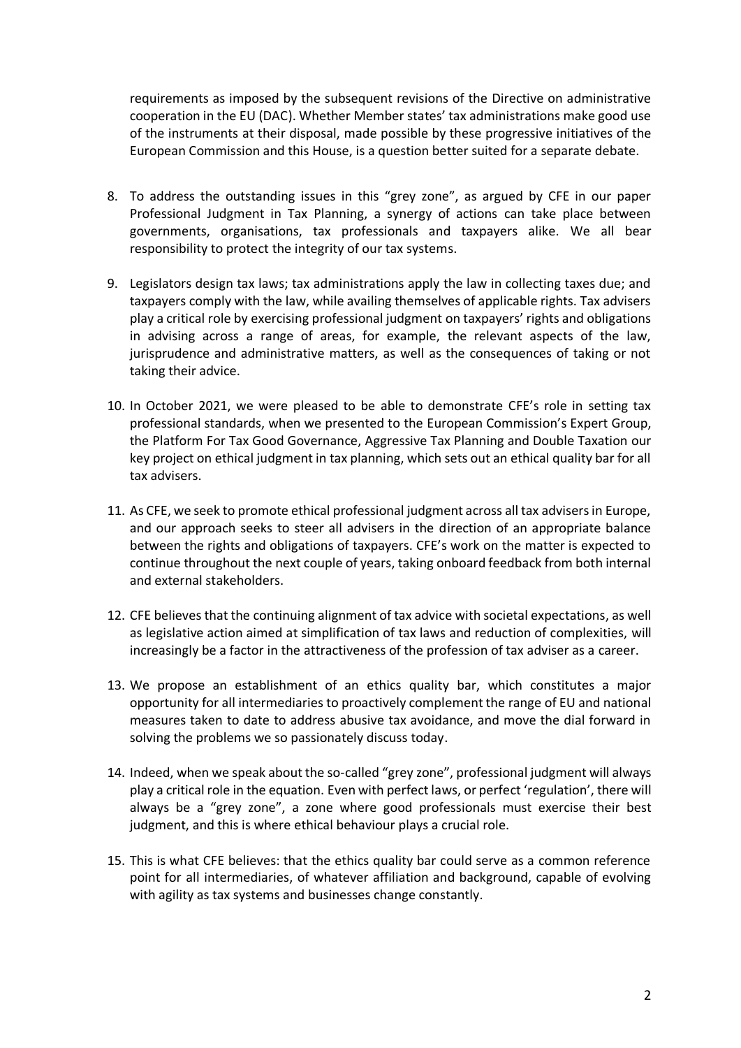requirements as imposed by the subsequent revisions of the Directive on administrative cooperation in the EU (DAC). Whether Member states' tax administrations make good use of the instruments at their disposal, made possible by these progressive initiatives of the European Commission and this House, is a question better suited for a separate debate.

8. To address the outstanding issues in this "grey zone", as argued by CFE in our paper Professional Judgment in Tax Planning, a synergy of actions can take place between governments, organisations, tax professionals and taxpayers alike. We all bear responsibility to protect the integrity of our tax systems.

9. Legislators design tax laws; tax administrations apply the law in collecting taxes due; and taxpayers comply with the law, while availing themselves of applicable rights. Tax advisers play a critical role by exercising professional judgment on taxpayers' rights and obligations in advising across a range of areas, for example, the relevant aspects of the law, jurisprudence and administrative matters, as well as the consequences of taking or not taking their advice.

10. In October 2021, we were pleased to be able to demonstrate CFE's role in setting tax professional standards, when we presented to the European Commission's Expert Group, the Platform For Tax Good Governance, Aggressive Tax Planning and Double Taxation our key project on ethical judgment in tax planning, which sets out an ethical quality bar for all tax advisers.

11. As CFE, we seek to promote ethical professional judgment across all tax advisers in Europe, and our approach seeks to steer all advisers in the direction of an appropriate balance between the rights and obligations of taxpayers. CFE's work on the matter is expected to continue throughout the next couple of years, taking onboard feedback from both internal and external stakeholders.

12. CFE believes that the continuing alignment of tax advice with societal expectations, as well as legislative action aimed at simplification of tax laws and reduction of complexities, will increasingly be a factor in the attractiveness of the profession of tax adviser as a career.

13. We propose an establishment of an ethics quality bar, which constitutes a major opportunity for all intermediaries to proactively complement the range of EU and national measures taken to date to address abusive tax avoidance, and move the dial forward in solving the problems we so passionately discuss today.

14. Indeed, when we speak about the so-called "grey zone", professional judgment will always play a critical role in the equation. Even with perfect laws, or perfect 'regulation', there will always be a "grey zone", a zone where good professionals must exercise their best judgment, and this is where ethical behaviour plays a crucial role.

15. This is what CFE believes: that the ethics quality bar could serve as a common reference point for all intermediaries, of whatever affiliation and background, capable of evolving with agility as tax systems and businesses change constantly.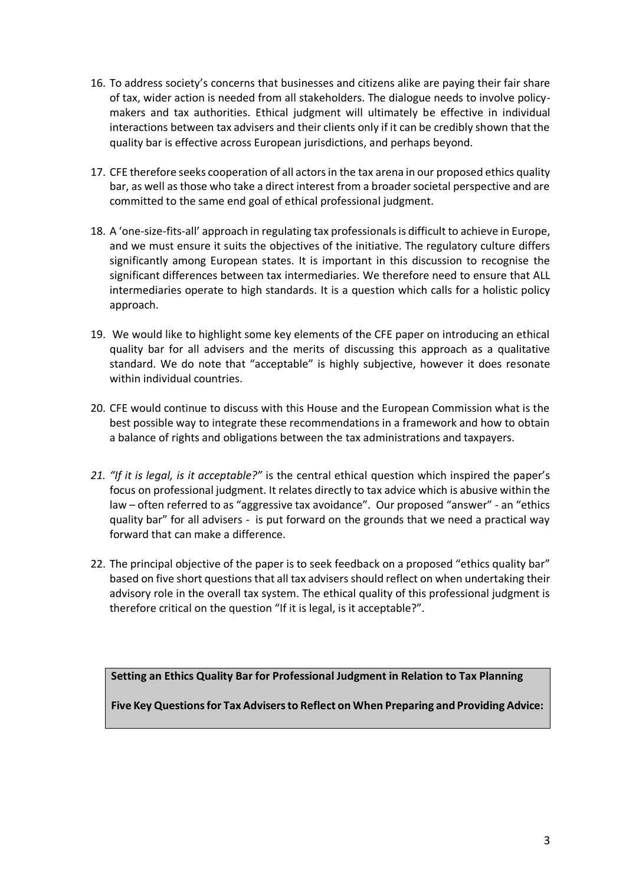16. To address society's concerns that businesses and citizens alike are paying their fair share of tax, wider action is needed from all stakeholders. The dialogue needs to involve policy-makers and tax authorities. Ethical judgment will ultimately be effective in individual interactions between tax advisers and their clients only if it can be credibly shown that the quality bar is effective across European jurisdictions, and perhaps beyond.

17. CFE therefore seeks cooperation of all actors in the tax arena in our proposed ethics quality bar, as well as those who take a direct interest from a broader societal perspective and are committed to the same end goal of ethical professional judgment.

18. A 'one-size-fits-all' approach in regulating tax professionals is difficult to achieve in Europe, and we must ensure it suits the objectives of the initiative. The regulatory culture differs significantly among European states. It is important in this discussion to recognise the significant differences between tax intermediaries. We therefore need to ensure that ALL intermediaries operate to high standards. It is a question which calls for a holistic policy approach.

19. We would like to highlight some key elements of the CFE paper on introducing an ethical quality bar for all advisers and the merits of discussing this approach as a qualitative standard. We do note that "acceptable" is highly subjective, however it does resonate within individual countries.

20. CFE would continue to discuss with this House and the European Commission what is the best possible way to integrate these recommendations in a framework and how to obtain a balance of rights and obligations between the tax administrations and taxpayers.

21. *"If it is legal, is it acceptable?"* is the central ethical question which inspired the paper's focus on professional judgment. It relates directly to tax advice which is abusive within the law – often referred to as "aggressive tax avoidance". Our proposed "answer" - an "ethics quality bar" for all advisers - is put forward on the grounds that we need a practical way forward that can make a difference.

22. The principal objective of the paper is to seek feedback on a proposed "ethics quality bar" based on five short questions that all tax advisers should reflect on when undertaking their advisory role in the overall tax system. The ethical quality of this professional judgment is therefore critical on the question "If it is legal, is it acceptable?".

**Setting an Ethics Quality Bar for Professional Judgment in Relation to Tax Planning**

**Five Key Questions for Tax Advisers to Reflect on When Preparing and Providing Advice:**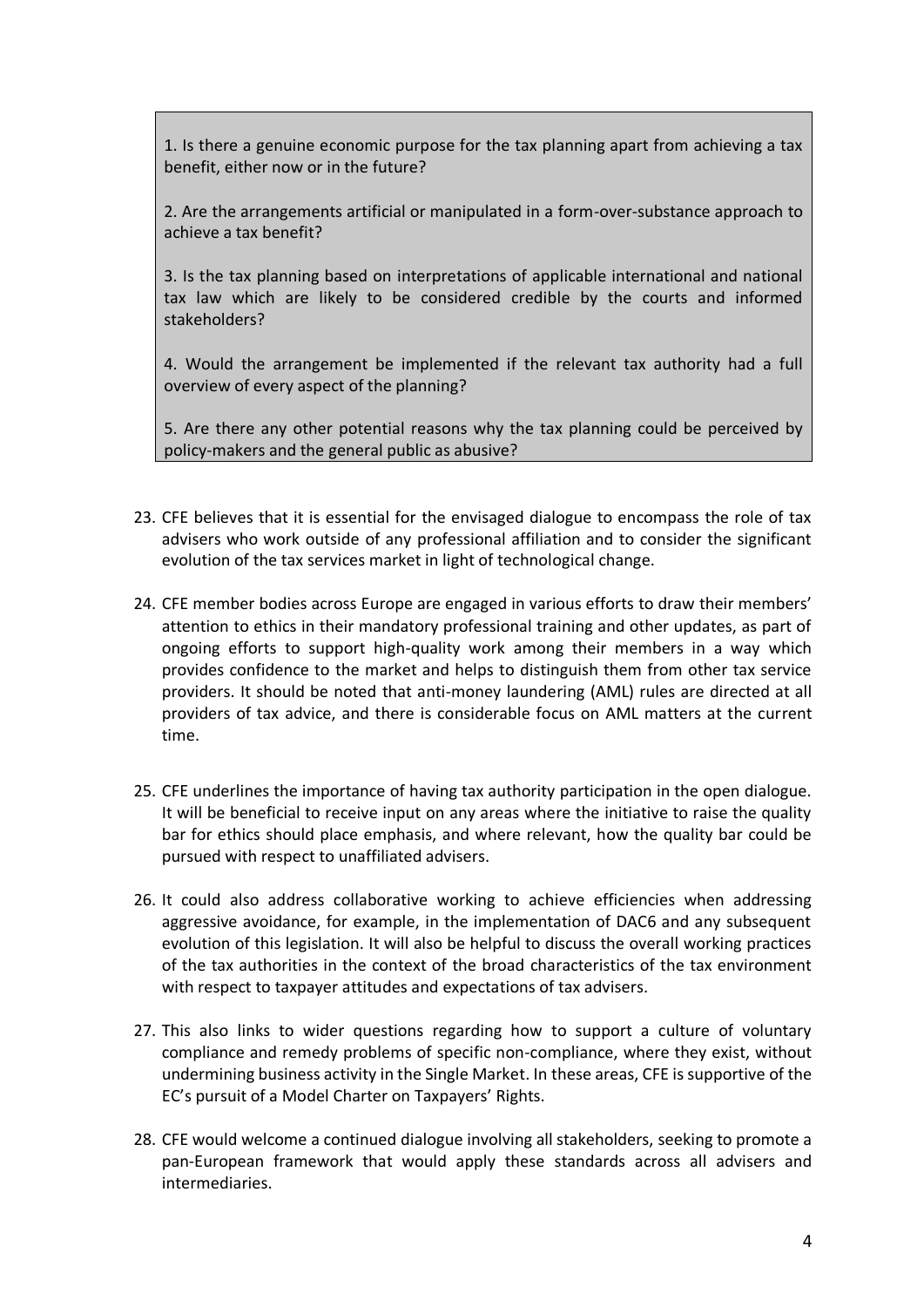> 1. Is there a genuine economic purpose for the tax planning apart from achieving a tax benefit, either now or in the future?
>
> 2. Are the arrangements artificial or manipulated in a form-over-substance approach to achieve a tax benefit?
>
> 3. Is the tax planning based on interpretations of applicable international and national tax law which are likely to be considered credible by the courts and informed stakeholders?
>
> 4. Would the arrangement be implemented if the relevant tax authority had a full overview of every aspect of the planning?
>
> 5. Are there any other potential reasons why the tax planning could be perceived by policy-makers and the general public as abusive?

23. CFE believes that it is essential for the envisaged dialogue to encompass the role of tax advisers who work outside of any professional affiliation and to consider the significant evolution of the tax services market in light of technological change.

24. CFE member bodies across Europe are engaged in various efforts to draw their members' attention to ethics in their mandatory professional training and other updates, as part of ongoing efforts to support high-quality work among their members in a way which provides confidence to the market and helps to distinguish them from other tax service providers. It should be noted that anti-money laundering (AML) rules are directed at all providers of tax advice, and there is considerable focus on AML matters at the current time.

25. CFE underlines the importance of having tax authority participation in the open dialogue. It will be beneficial to receive input on any areas where the initiative to raise the quality bar for ethics should place emphasis, and where relevant, how the quality bar could be pursued with respect to unaffiliated advisers.

26. It could also address collaborative working to achieve efficiencies when addressing aggressive avoidance, for example, in the implementation of DAC6 and any subsequent evolution of this legislation. It will also be helpful to discuss the overall working practices of the tax authorities in the context of the broad characteristics of the tax environment with respect to taxpayer attitudes and expectations of tax advisers.

27. This also links to wider questions regarding how to support a culture of voluntary compliance and remedy problems of specific non-compliance, where they exist, without undermining business activity in the Single Market. In these areas, CFE is supportive of the EC's pursuit of a Model Charter on Taxpayers' Rights.

28. CFE would welcome a continued dialogue involving all stakeholders, seeking to promote a pan-European framework that would apply these standards across all advisers and intermediaries.